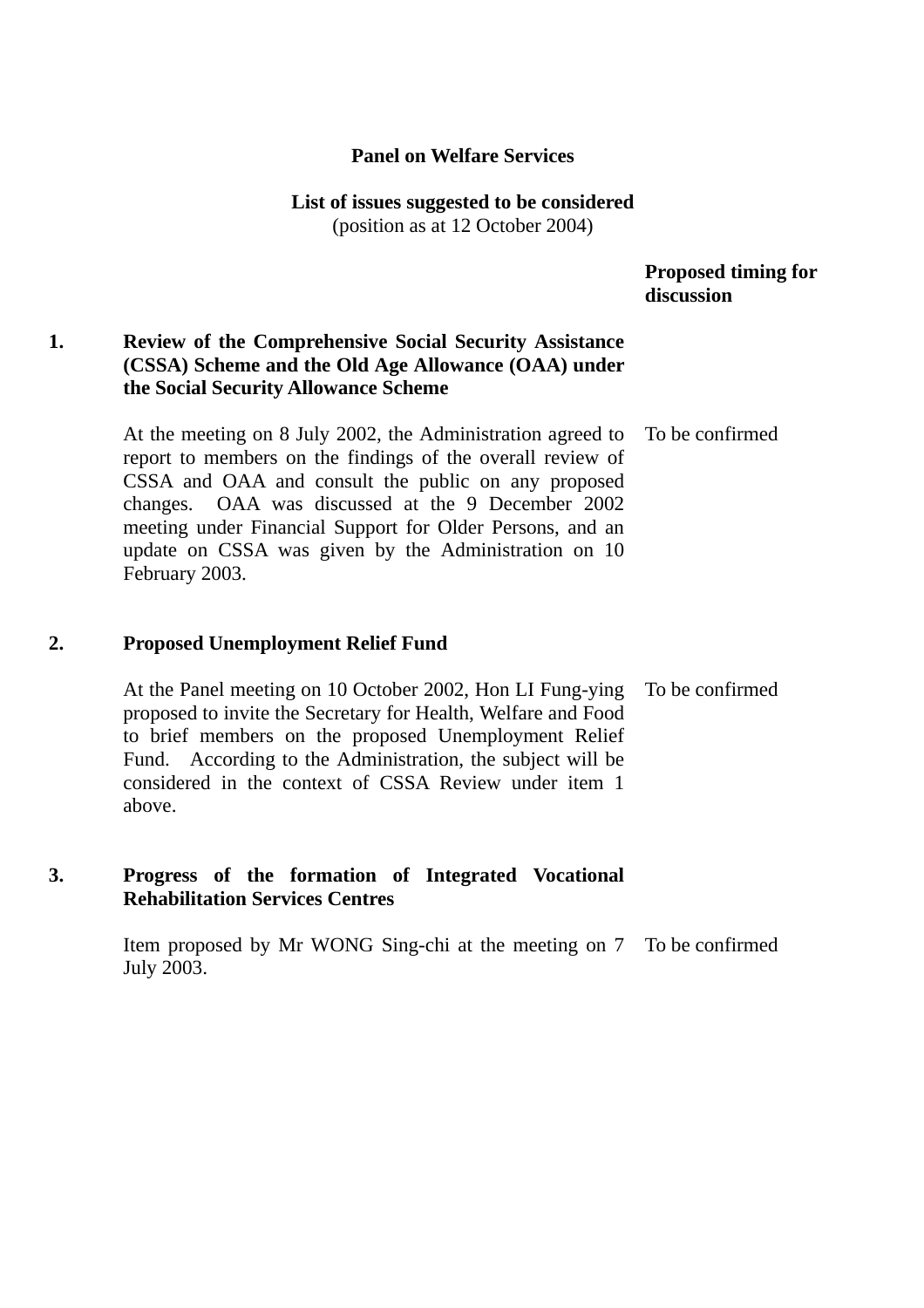## Panel on Welfare Services

### List of issues suggested to be considered
(position as at 12 October 2004)

| | | Proposed timing for discussion |
|---|---|---|
| **1.** | **Review of the Comprehensive Social Security Assistance (CSSA) Scheme and the Old Age Allowance (OAA) under the Social Security Allowance Scheme** | |
| | At the meeting on 8 July 2002, the Administration agreed to report to members on the findings of the overall review of CSSA and OAA and consult the public on any proposed changes. OAA was discussed at the 9 December 2002 meeting under Financial Support for Older Persons, and an update on CSSA was given by the Administration on 10 February 2003. | To be confirmed |
| **2.** | **Proposed Unemployment Relief Fund** | |
| | At the Panel meeting on 10 October 2002, Hon LI Fung-ying proposed to invite the Secretary for Health, Welfare and Food to brief members on the proposed Unemployment Relief Fund. According to the Administration, the subject will be considered in the context of CSSA Review under item 1 above. | To be confirmed |
| **3.** | **Progress of the formation of Integrated Vocational Rehabilitation Services Centres** | |
| | Item proposed by Mr WONG Sing-chi at the meeting on 7 July 2003. | To be confirmed |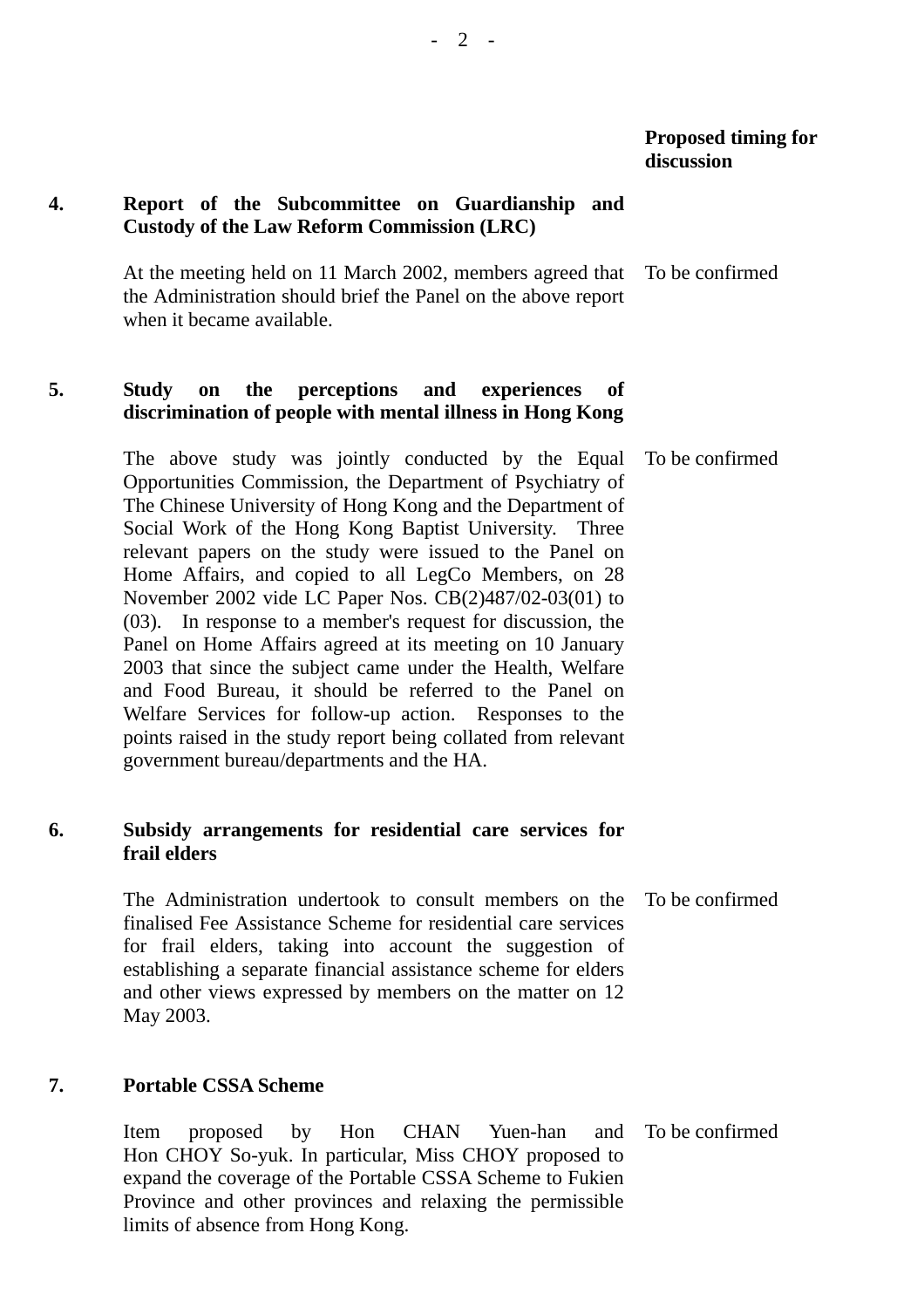| | | Proposed timing for discussion |
|---|---|---|
| **4.** | **Report of the Subcommittee on Guardianship and Custody of the Law Reform Commission (LRC)** | |
| | At the meeting held on 11 March 2002, members agreed that the Administration should brief the Panel on the above report when it became available. | To be confirmed |
| **5.** | **Study on the perceptions and experiences of discrimination of people with mental illness in Hong Kong** | |
| | The above study was jointly conducted by the Equal Opportunities Commission, the Department of Psychiatry of The Chinese University of Hong Kong and the Department of Social Work of the Hong Kong Baptist University. Three relevant papers on the study were issued to the Panel on Home Affairs, and copied to all LegCo Members, on 28 November 2002 vide LC Paper Nos. CB(2)487/02-03(01) to (03). In response to a member's request for discussion, the Panel on Home Affairs agreed at its meeting on 10 January 2003 that since the subject came under the Health, Welfare and Food Bureau, it should be referred to the Panel on Welfare Services for follow-up action. Responses to the points raised in the study report being collated from relevant government bureau/departments and the HA. | To be confirmed |
| **6.** | **Subsidy arrangements for residential care services for frail elders** | |
| | The Administration undertook to consult members on the finalised Fee Assistance Scheme for residential care services for frail elders, taking into account the suggestion of establishing a separate financial assistance scheme for elders and other views expressed by members on the matter on 12 May 2003. | To be confirmed |
| **7.** | **Portable CSSA Scheme** | |
| | Item proposed by Hon CHAN Yuen-han and Hon CHOY So-yuk. In particular, Miss CHOY proposed to expand the coverage of the Portable CSSA Scheme to Fukien Province and other provinces and relaxing the permissible limits of absence from Hong Kong. | To be confirmed |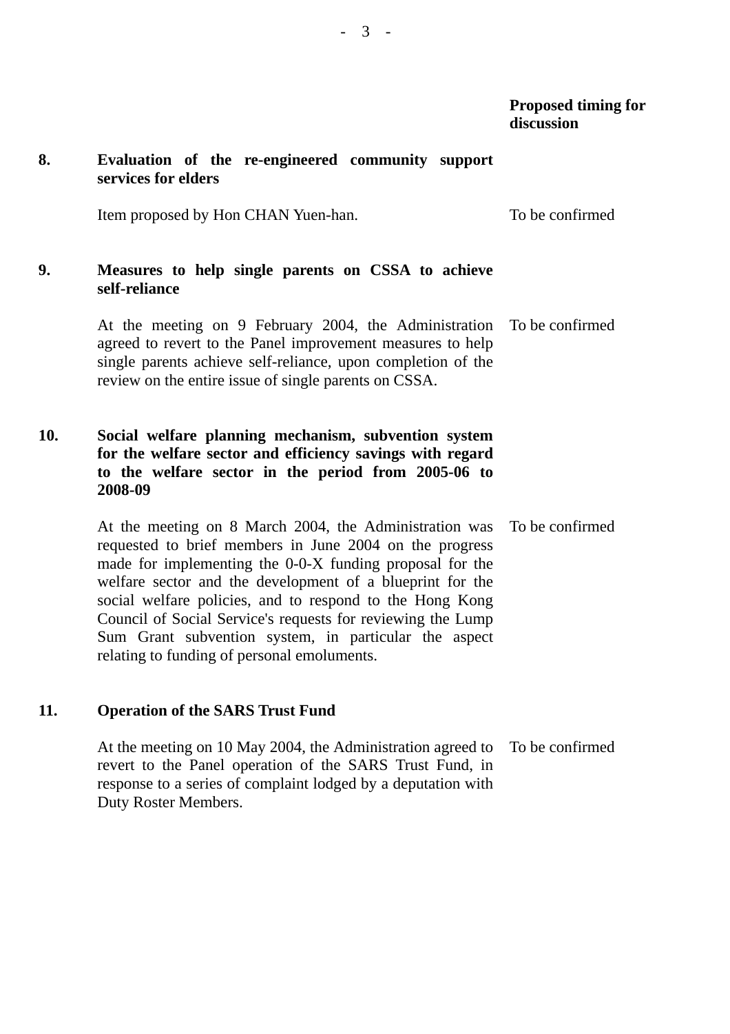**Proposed timing for discussion**

**8. Evaluation of the re-engineered community support services for elders**

Item proposed by Hon CHAN Yuen-han. — To be confirmed

**9. Measures to help single parents on CSSA to achieve self-reliance**

At the meeting on 9 February 2004, the Administration agreed to revert to the Panel improvement measures to help single parents achieve self-reliance, upon completion of the review on the entire issue of single parents on CSSA. — To be confirmed

**10. Social welfare planning mechanism, subvention system for the welfare sector and efficiency savings with regard to the welfare sector in the period from 2005-06 to 2008-09**

At the meeting on 8 March 2004, the Administration was requested to brief members in June 2004 on the progress made for implementing the 0-0-X funding proposal for the welfare sector and the development of a blueprint for the social welfare policies, and to respond to the Hong Kong Council of Social Service's requests for reviewing the Lump Sum Grant subvention system, in particular the aspect relating to funding of personal emoluments. — To be confirmed

**11. Operation of the SARS Trust Fund**

At the meeting on 10 May 2004, the Administration agreed to revert to the Panel operation of the SARS Trust Fund, in response to a series of complaint lodged by a deputation with Duty Roster Members. — To be confirmed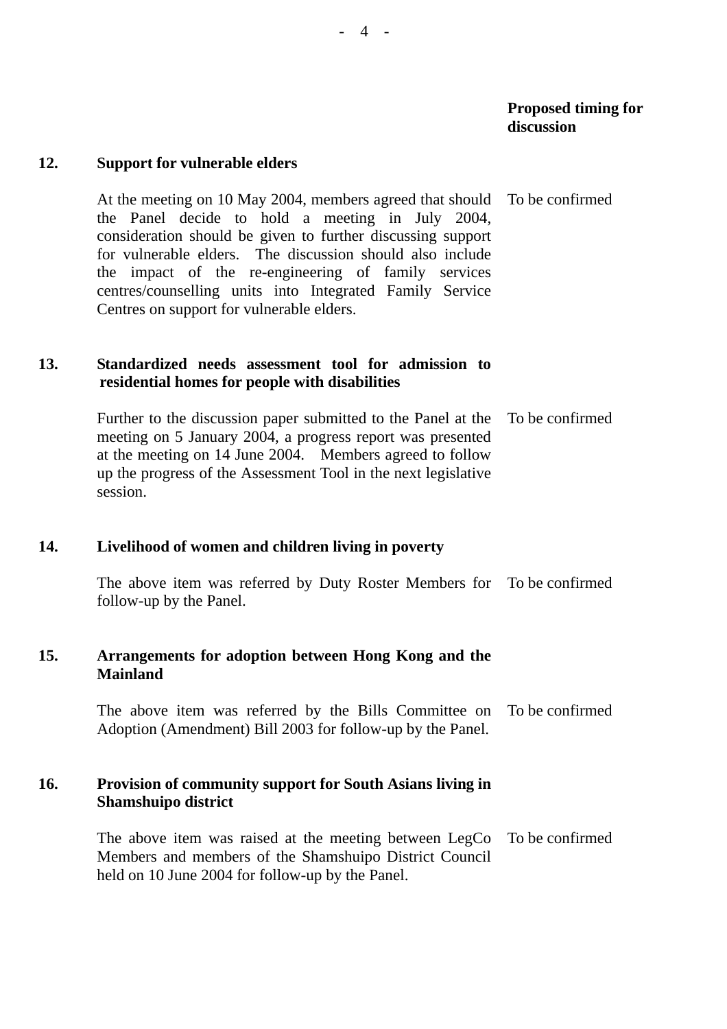| | | Proposed timing for discussion |
|---|---|---|
| **12.** | **Support for vulnerable elders** | |
| | At the meeting on 10 May 2004, members agreed that should the Panel decide to hold a meeting in July 2004, consideration should be given to further discussing support for vulnerable elders. The discussion should also include the impact of the re-engineering of family services centres/counselling units into Integrated Family Service Centres on support for vulnerable elders. | To be confirmed |
| **13.** | **Standardized needs assessment tool for admission to residential homes for people with disabilities** | |
| | Further to the discussion paper submitted to the Panel at the meeting on 5 January 2004, a progress report was presented at the meeting on 14 June 2004. Members agreed to follow up the progress of the Assessment Tool in the next legislative session. | To be confirmed |
| **14.** | **Livelihood of women and children living in poverty** | |
| | The above item was referred by Duty Roster Members for follow-up by the Panel. | To be confirmed |
| **15.** | **Arrangements for adoption between Hong Kong and the Mainland** | |
| | The above item was referred by the Bills Committee on Adoption (Amendment) Bill 2003 for follow-up by the Panel. | To be confirmed |
| **16.** | **Provision of community support for South Asians living in Shamshuipo district** | |
| | The above item was raised at the meeting between LegCo Members and members of the Shamshuipo District Council held on 10 June 2004 for follow-up by the Panel. | To be confirmed |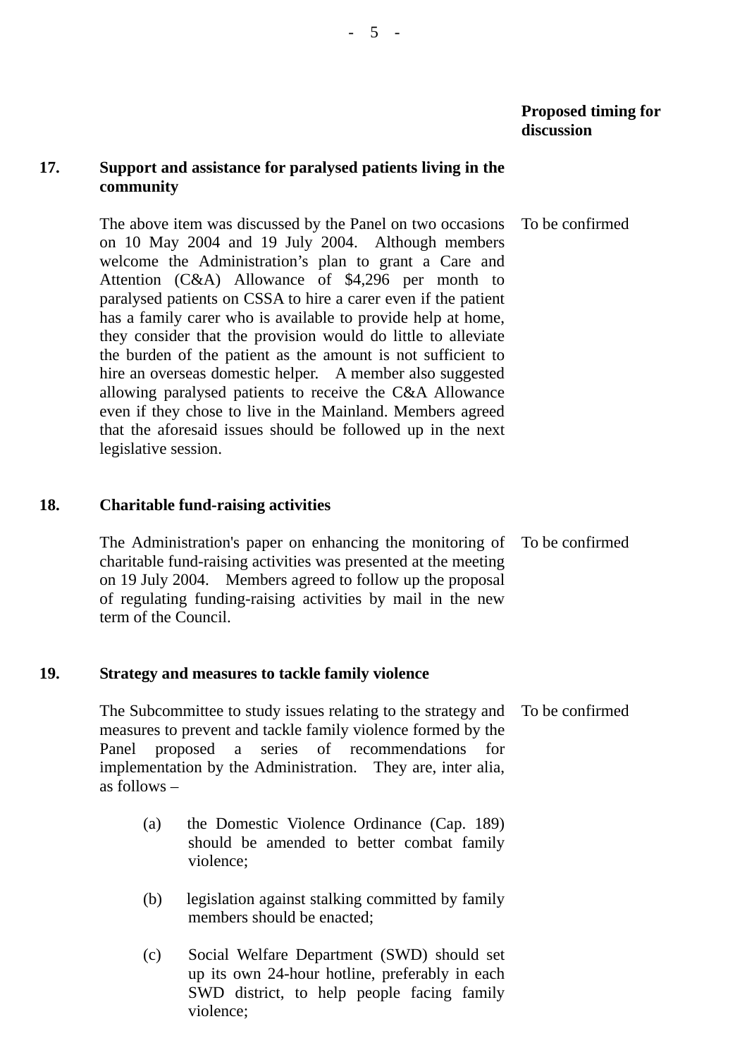**Proposed timing for discussion**

**17. Support and assistance for paralysed patients living in the community**

The above item was discussed by the Panel on two occasions on 10 May 2004 and 19 July 2004. Although members welcome the Administration's plan to grant a Care and Attention (C&A) Allowance of $4,296 per month to paralysed patients on CSSA to hire a carer even if the patient has a family carer who is available to provide help at home, they consider that the provision would do little to alleviate the burden of the patient as the amount is not sufficient to hire an overseas domestic helper. A member also suggested allowing paralysed patients to receive the C&A Allowance even if they chose to live in the Mainland. Members agreed that the aforesaid issues should be followed up in the next legislative session.

To be confirmed

**18. Charitable fund-raising activities**

The Administration's paper on enhancing the monitoring of charitable fund-raising activities was presented at the meeting on 19 July 2004. Members agreed to follow up the proposal of regulating funding-raising activities by mail in the new term of the Council.

To be confirmed

**19. Strategy and measures to tackle family violence**

The Subcommittee to study issues relating to the strategy and measures to prevent and tackle family violence formed by the Panel proposed a series of recommendations for implementation by the Administration. They are, inter alia, as follows –

To be confirmed

(a) the Domestic Violence Ordinance (Cap. 189) should be amended to better combat family violence;

(b) legislation against stalking committed by family members should be enacted;

(c) Social Welfare Department (SWD) should set up its own 24-hour hotline, preferably in each SWD district, to help people facing family violence;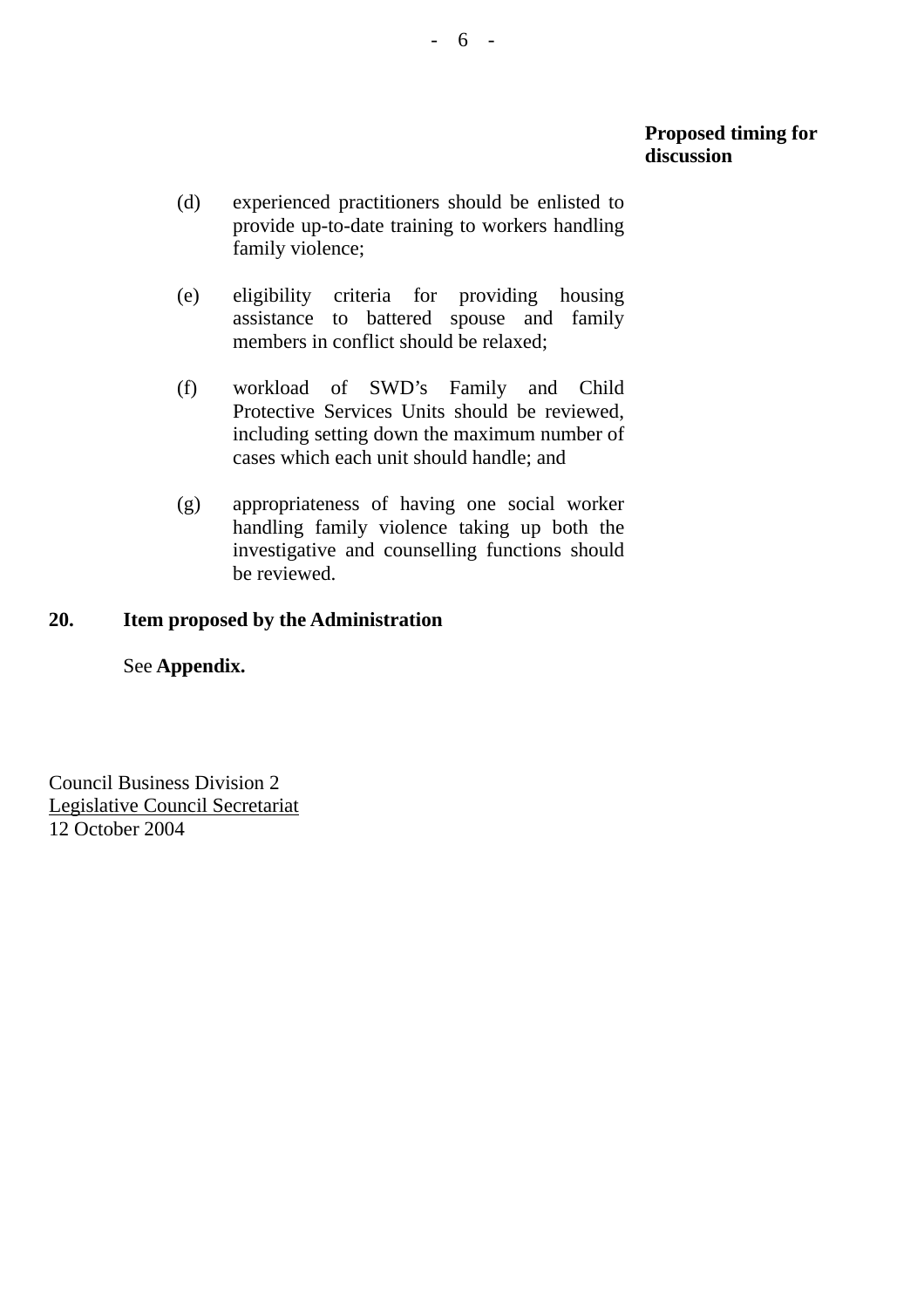**Proposed timing for discussion**

(d) experienced practitioners should be enlisted to provide up-to-date training to workers handling family violence;

(e) eligibility criteria for providing housing assistance to battered spouse and family members in conflict should be relaxed;

(f) workload of SWD's Family and Child Protective Services Units should be reviewed, including setting down the maximum number of cases which each unit should handle; and

(g) appropriateness of having one social worker handling family violence taking up both the investigative and counselling functions should be reviewed.

**20. Item proposed by the Administration**

See **Appendix.**

Council Business Division 2
Legislative Council Secretariat
12 October 2004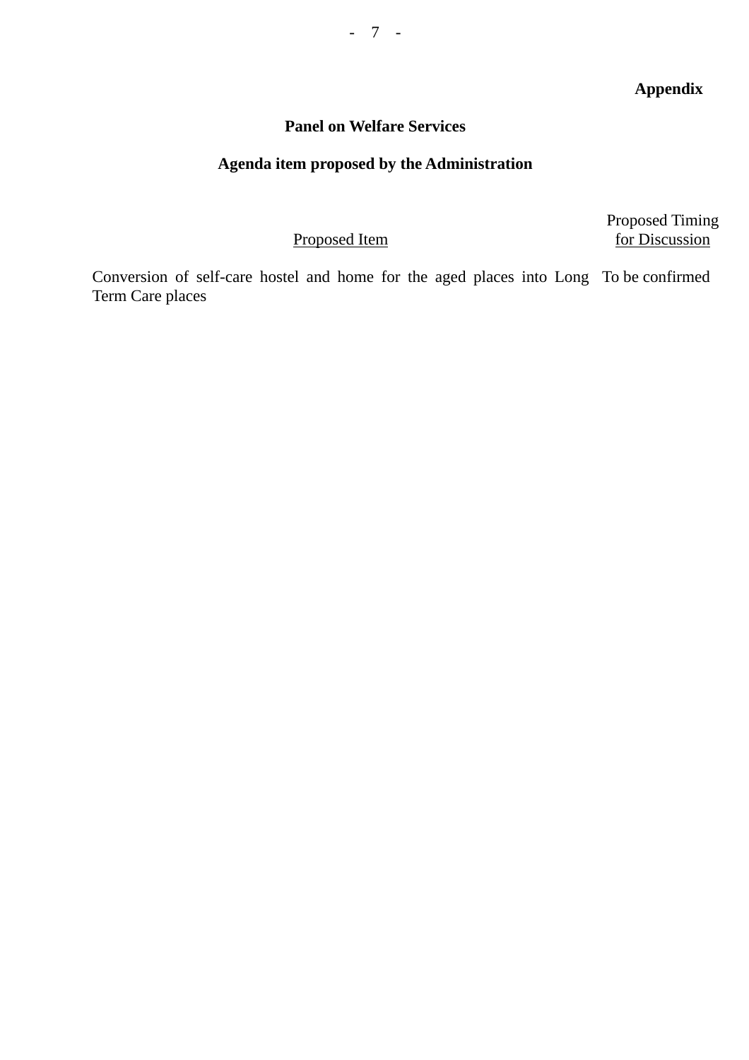**Appendix**

**Panel on Welfare Services**

**Agenda item proposed by the Administration**

| Proposed Item | Proposed Timing for Discussion |
| --- | --- |
| Conversion of self-care hostel and home for the aged places into Long Term Care places | To be confirmed |